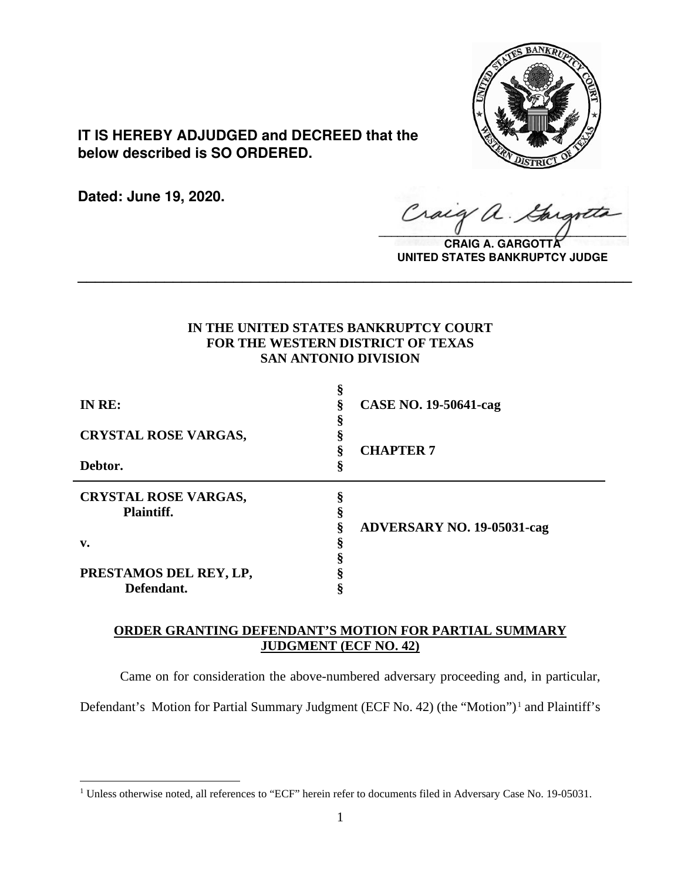**IT IS HEREBY ADJUDGED and DECREED that the below described is SO ORDERED.**

**Dated: June 19, 2020.**

**CRAIG A. GARGOTTA**
**UNITED STATES BANKRUPTCY JUDGE**

---

**IN THE UNITED STATES BANKRUPTCY COURT**
**FOR THE WESTERN DISTRICT OF TEXAS**
**SAN ANTONIO DIVISION**

| | | |
|---|---|---|
| **IN RE:** | § | **CASE NO. 19-50641-cag** |
| **CRYSTAL ROSE VARGAS,** | § | **CHAPTER 7** |
| **Debtor.** | § | |
| **CRYSTAL ROSE VARGAS, Plaintiff.** | § | **ADVERSARY NO. 19-05031-cag** |
| **v.** | § | |
| **PRESTAMOS DEL REY, LP, Defendant.** | § | |

**ORDER GRANTING DEFENDANT'S MOTION FOR PARTIAL SUMMARY JUDGMENT (ECF NO. 42)**

Came on for consideration the above-numbered adversary proceeding and, in particular, Defendant's Motion for Partial Summary Judgment (ECF No. 42) (the "Motion")[1] and Plaintiff's

[1] Unless otherwise noted, all references to "ECF" herein refer to documents filed in Adversary Case No. 19-05031.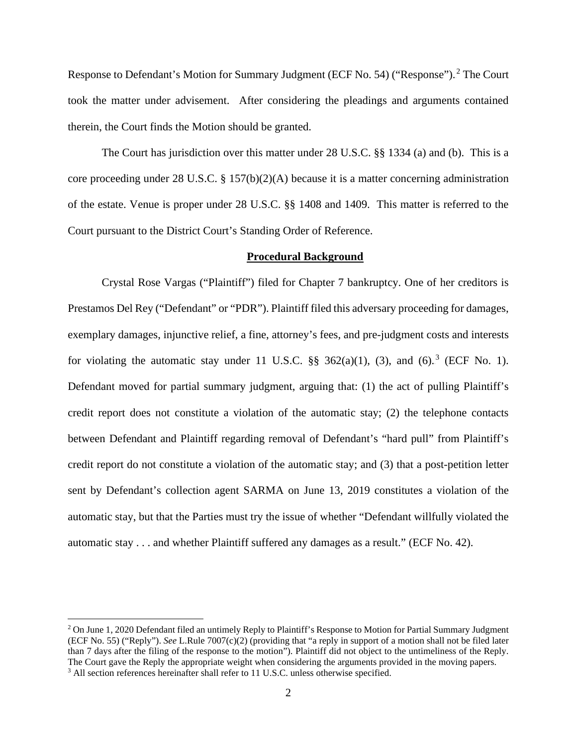Response to Defendant's Motion for Summary Judgment (ECF No. 54) ("Response").[2] The Court took the matter under advisement. After considering the pleadings and arguments contained therein, the Court finds the Motion should be granted.

The Court has jurisdiction over this matter under 28 U.S.C. §§ 1334 (a) and (b). This is a core proceeding under 28 U.S.C. § 157(b)(2)(A) because it is a matter concerning administration of the estate. Venue is proper under 28 U.S.C. §§ 1408 and 1409. This matter is referred to the Court pursuant to the District Court's Standing Order of Reference.

## Procedural Background

Crystal Rose Vargas ("Plaintiff") filed for Chapter 7 bankruptcy. One of her creditors is Prestamos Del Rey ("Defendant" or "PDR"). Plaintiff filed this adversary proceeding for damages, exemplary damages, injunctive relief, a fine, attorney's fees, and pre-judgment costs and interests for violating the automatic stay under 11 U.S.C. §§ 362(a)(1), (3), and (6).[3] (ECF No. 1). Defendant moved for partial summary judgment, arguing that: (1) the act of pulling Plaintiff's credit report does not constitute a violation of the automatic stay; (2) the telephone contacts between Defendant and Plaintiff regarding removal of Defendant's "hard pull" from Plaintiff's credit report do not constitute a violation of the automatic stay; and (3) that a post-petition letter sent by Defendant's collection agent SARMA on June 13, 2019 constitutes a violation of the automatic stay, but that the Parties must try the issue of whether "Defendant willfully violated the automatic stay . . . and whether Plaintiff suffered any damages as a result." (ECF No. 42).

---

[2] On June 1, 2020 Defendant filed an untimely Reply to Plaintiff's Response to Motion for Partial Summary Judgment (ECF No. 55) ("Reply"). *See* L.Rule 7007(c)(2) (providing that "a reply in support of a motion shall not be filed later than 7 days after the filing of the response to the motion"). Plaintiff did not object to the untimeliness of the Reply. The Court gave the Reply the appropriate weight when considering the arguments provided in the moving papers.

[3] All section references hereinafter shall refer to 11 U.S.C. unless otherwise specified.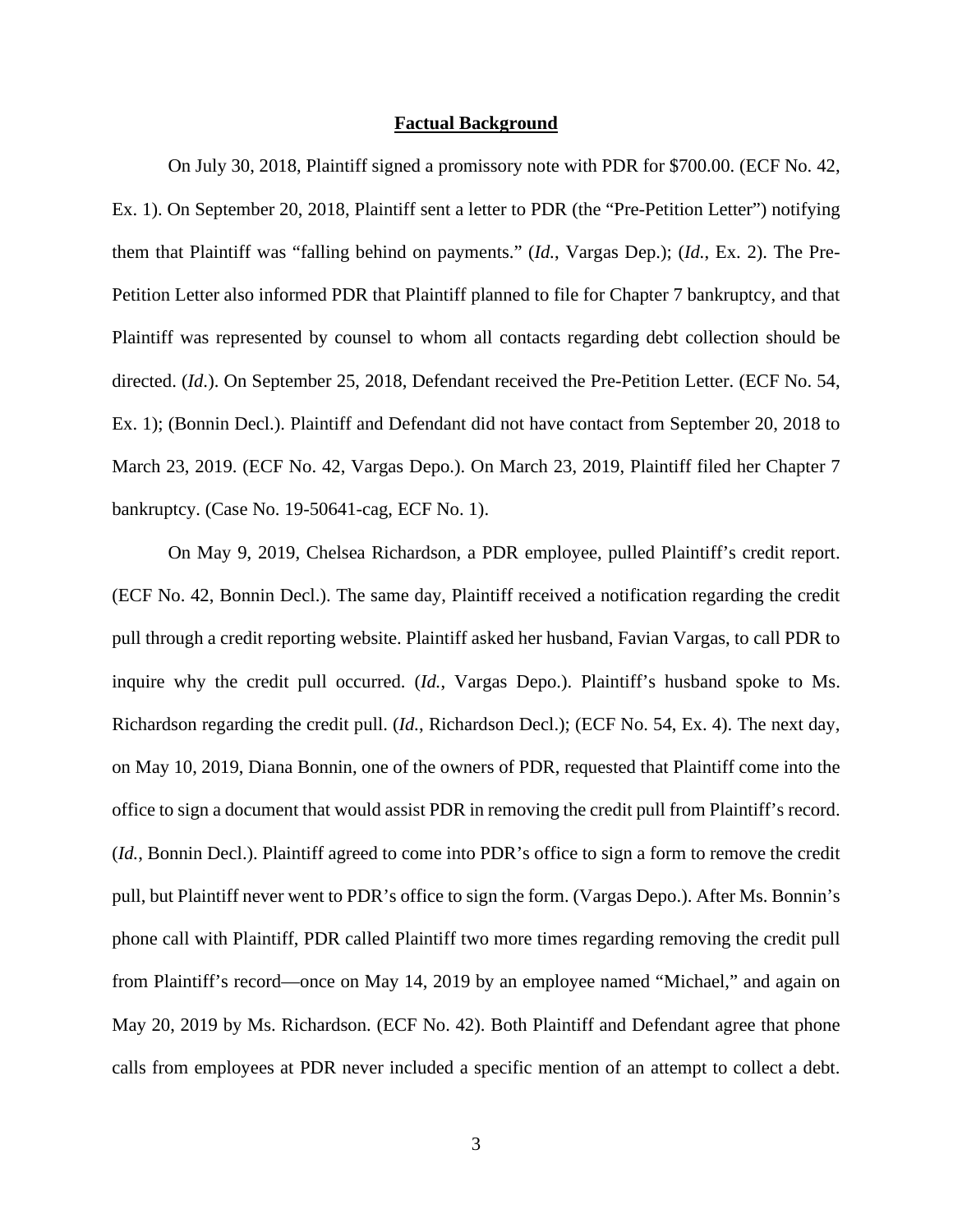**Factual Background**

On July 30, 2018, Plaintiff signed a promissory note with PDR for $700.00. (ECF No. 42, Ex. 1). On September 20, 2018, Plaintiff sent a letter to PDR (the "Pre-Petition Letter") notifying them that Plaintiff was "falling behind on payments." (*Id.*, Vargas Dep.); (*Id.*, Ex. 2). The Pre-Petition Letter also informed PDR that Plaintiff planned to file for Chapter 7 bankruptcy, and that Plaintiff was represented by counsel to whom all contacts regarding debt collection should be directed. (*Id.*). On September 25, 2018, Defendant received the Pre-Petition Letter. (ECF No. 54, Ex. 1); (Bonnin Decl.). Plaintiff and Defendant did not have contact from September 20, 2018 to March 23, 2019. (ECF No. 42, Vargas Depo.). On March 23, 2019, Plaintiff filed her Chapter 7 bankruptcy. (Case No. 19-50641-cag, ECF No. 1).

On May 9, 2019, Chelsea Richardson, a PDR employee, pulled Plaintiff's credit report. (ECF No. 42, Bonnin Decl.). The same day, Plaintiff received a notification regarding the credit pull through a credit reporting website. Plaintiff asked her husband, Favian Vargas, to call PDR to inquire why the credit pull occurred. (*Id.*, Vargas Depo.). Plaintiff's husband spoke to Ms. Richardson regarding the credit pull. (*Id.*, Richardson Decl.); (ECF No. 54, Ex. 4). The next day, on May 10, 2019, Diana Bonnin, one of the owners of PDR, requested that Plaintiff come into the office to sign a document that would assist PDR in removing the credit pull from Plaintiff's record. (*Id.*, Bonnin Decl.). Plaintiff agreed to come into PDR's office to sign a form to remove the credit pull, but Plaintiff never went to PDR's office to sign the form. (Vargas Depo.). After Ms. Bonnin's phone call with Plaintiff, PDR called Plaintiff two more times regarding removing the credit pull from Plaintiff's record—once on May 14, 2019 by an employee named "Michael," and again on May 20, 2019 by Ms. Richardson. (ECF No. 42). Both Plaintiff and Defendant agree that phone calls from employees at PDR never included a specific mention of an attempt to collect a debt.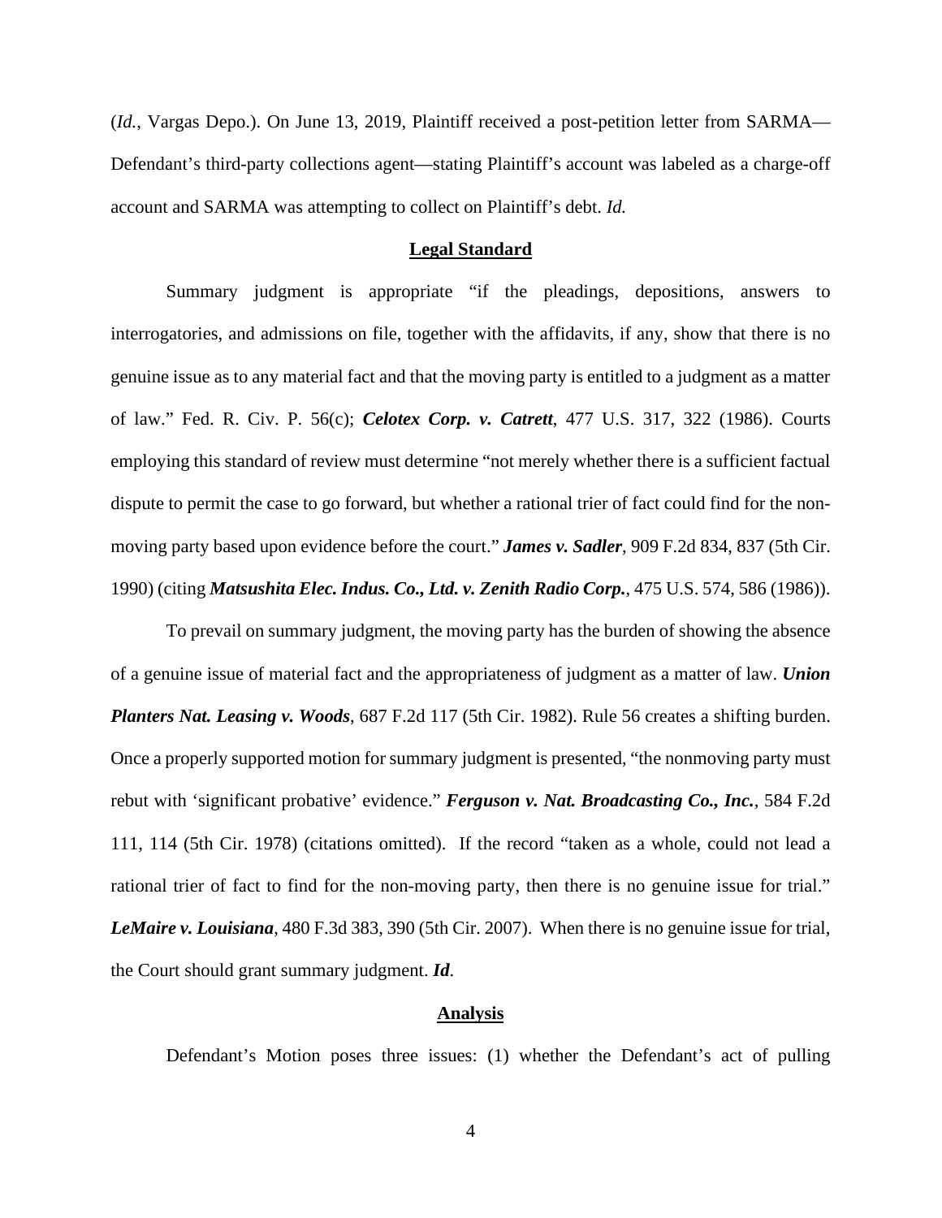(*Id.*, Vargas Depo.). On June 13, 2019, Plaintiff received a post-petition letter from SARMA—Defendant's third-party collections agent—stating Plaintiff's account was labeled as a charge-off account and SARMA was attempting to collect on Plaintiff's debt. *Id.*

## Legal Standard

Summary judgment is appropriate "if the pleadings, depositions, answers to interrogatories, and admissions on file, together with the affidavits, if any, show that there is no genuine issue as to any material fact and that the moving party is entitled to a judgment as a matter of law." Fed. R. Civ. P. 56(c); ***Celotex Corp. v. Catrett***, 477 U.S. 317, 322 (1986). Courts employing this standard of review must determine "not merely whether there is a sufficient factual dispute to permit the case to go forward, but whether a rational trier of fact could find for the non-moving party based upon evidence before the court." ***James v. Sadler***, 909 F.2d 834, 837 (5th Cir. 1990) (citing ***Matsushita Elec. Indus. Co., Ltd. v. Zenith Radio Corp.***, 475 U.S. 574, 586 (1986)).

To prevail on summary judgment, the moving party has the burden of showing the absence of a genuine issue of material fact and the appropriateness of judgment as a matter of law. ***Union Planters Nat. Leasing v. Woods***, 687 F.2d 117 (5th Cir. 1982). Rule 56 creates a shifting burden. Once a properly supported motion for summary judgment is presented, "the nonmoving party must rebut with 'significant probative' evidence." ***Ferguson v. Nat. Broadcasting Co., Inc.***, 584 F.2d 111, 114 (5th Cir. 1978) (citations omitted). If the record "taken as a whole, could not lead a rational trier of fact to find for the non-moving party, then there is no genuine issue for trial." ***LeMaire v. Louisiana***, 480 F.3d 383, 390 (5th Cir. 2007). When there is no genuine issue for trial, the Court should grant summary judgment. ***Id***.

## Analysis

Defendant's Motion poses three issues: (1) whether the Defendant's act of pulling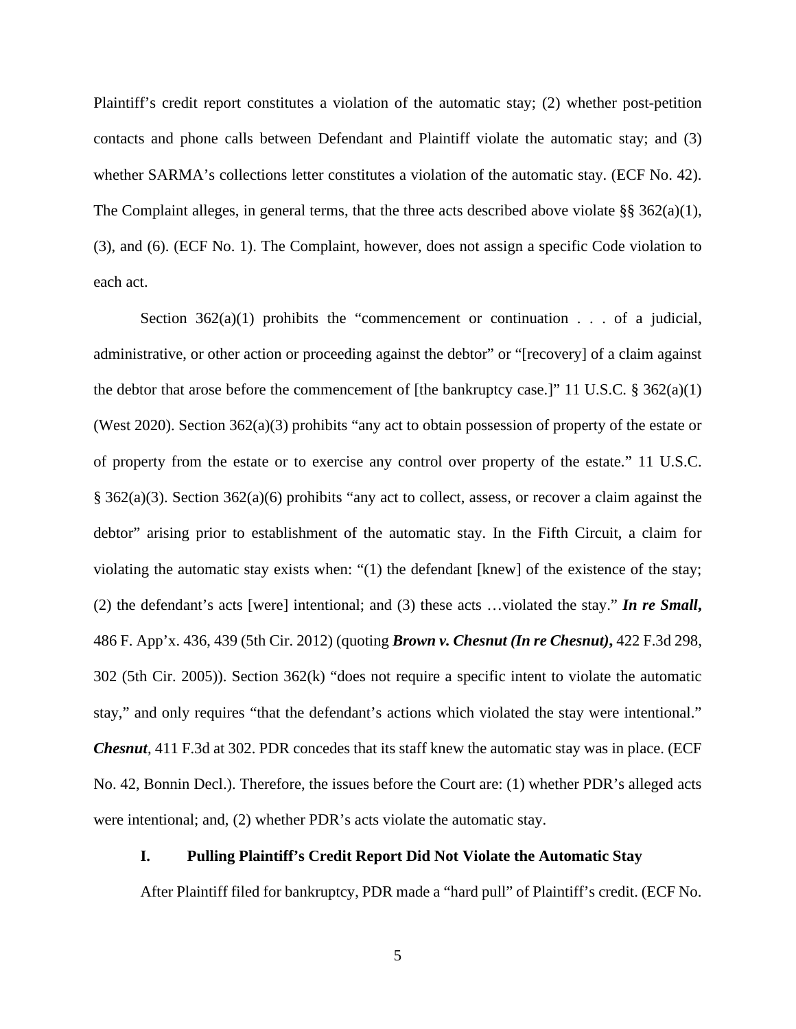Plaintiff's credit report constitutes a violation of the automatic stay; (2) whether post-petition contacts and phone calls between Defendant and Plaintiff violate the automatic stay; and (3) whether SARMA's collections letter constitutes a violation of the automatic stay. (ECF No. 42). The Complaint alleges, in general terms, that the three acts described above violate §§ 362(a)(1), (3), and (6). (ECF No. 1). The Complaint, however, does not assign a specific Code violation to each act.

Section 362(a)(1) prohibits the "commencement or continuation . . . of a judicial, administrative, or other action or proceeding against the debtor" or "[recovery] of a claim against the debtor that arose before the commencement of [the bankruptcy case.]" 11 U.S.C. § 362(a)(1) (West 2020). Section 362(a)(3) prohibits "any act to obtain possession of property of the estate or of property from the estate or to exercise any control over property of the estate." 11 U.S.C. § 362(a)(3). Section 362(a)(6) prohibits "any act to collect, assess, or recover a claim against the debtor" arising prior to establishment of the automatic stay. In the Fifth Circuit, a claim for violating the automatic stay exists when: "(1) the defendant [knew] of the existence of the stay; (2) the defendant's acts [were] intentional; and (3) these acts …violated the stay." ***In re Small***, 486 F. App'x. 436, 439 (5th Cir. 2012) (quoting ***Brown v. Chesnut (In re Chesnut)***, 422 F.3d 298, 302 (5th Cir. 2005)). Section 362(k) "does not require a specific intent to violate the automatic stay," and only requires "that the defendant's actions which violated the stay were intentional." ***Chesnut***, 411 F.3d at 302. PDR concedes that its staff knew the automatic stay was in place. (ECF No. 42, Bonnin Decl.). Therefore, the issues before the Court are: (1) whether PDR's alleged acts were intentional; and, (2) whether PDR's acts violate the automatic stay.

## I. Pulling Plaintiff's Credit Report Did Not Violate the Automatic Stay

After Plaintiff filed for bankruptcy, PDR made a "hard pull" of Plaintiff's credit. (ECF No.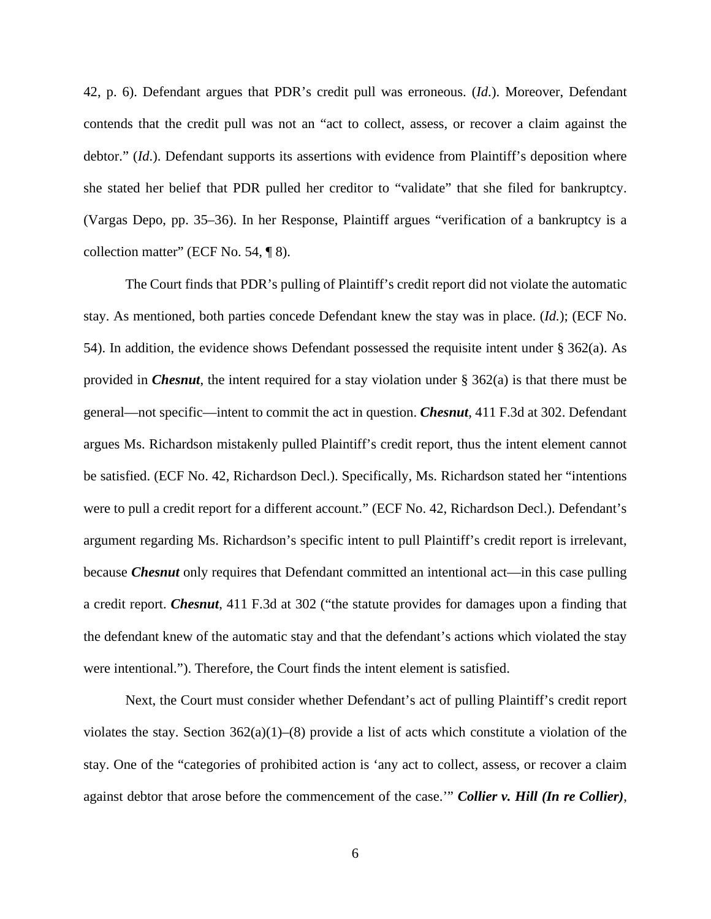42, p. 6). Defendant argues that PDR's credit pull was erroneous. (*Id.*). Moreover, Defendant contends that the credit pull was not an "act to collect, assess, or recover a claim against the debtor." (*Id.*). Defendant supports its assertions with evidence from Plaintiff's deposition where she stated her belief that PDR pulled her creditor to "validate" that she filed for bankruptcy. (Vargas Depo, pp. 35–36). In her Response, Plaintiff argues "verification of a bankruptcy is a collection matter" (ECF No. 54, ¶ 8).

The Court finds that PDR's pulling of Plaintiff's credit report did not violate the automatic stay. As mentioned, both parties concede Defendant knew the stay was in place. (*Id.*); (ECF No. 54). In addition, the evidence shows Defendant possessed the requisite intent under § 362(a). As provided in ***Chesnut***, the intent required for a stay violation under § 362(a) is that there must be general—not specific—intent to commit the act in question. ***Chesnut***, 411 F.3d at 302. Defendant argues Ms. Richardson mistakenly pulled Plaintiff's credit report, thus the intent element cannot be satisfied. (ECF No. 42, Richardson Decl.). Specifically, Ms. Richardson stated her "intentions were to pull a credit report for a different account." (ECF No. 42, Richardson Decl.). Defendant's argument regarding Ms. Richardson's specific intent to pull Plaintiff's credit report is irrelevant, because ***Chesnut*** only requires that Defendant committed an intentional act—in this case pulling a credit report. ***Chesnut***, 411 F.3d at 302 ("the statute provides for damages upon a finding that the defendant knew of the automatic stay and that the defendant's actions which violated the stay were intentional."). Therefore, the Court finds the intent element is satisfied.

Next, the Court must consider whether Defendant's act of pulling Plaintiff's credit report violates the stay. Section 362(a)(1)–(8) provide a list of acts which constitute a violation of the stay. One of the "categories of prohibited action is 'any act to collect, assess, or recover a claim against debtor that arose before the commencement of the case.'" ***Collier v. Hill (In re Collier)***,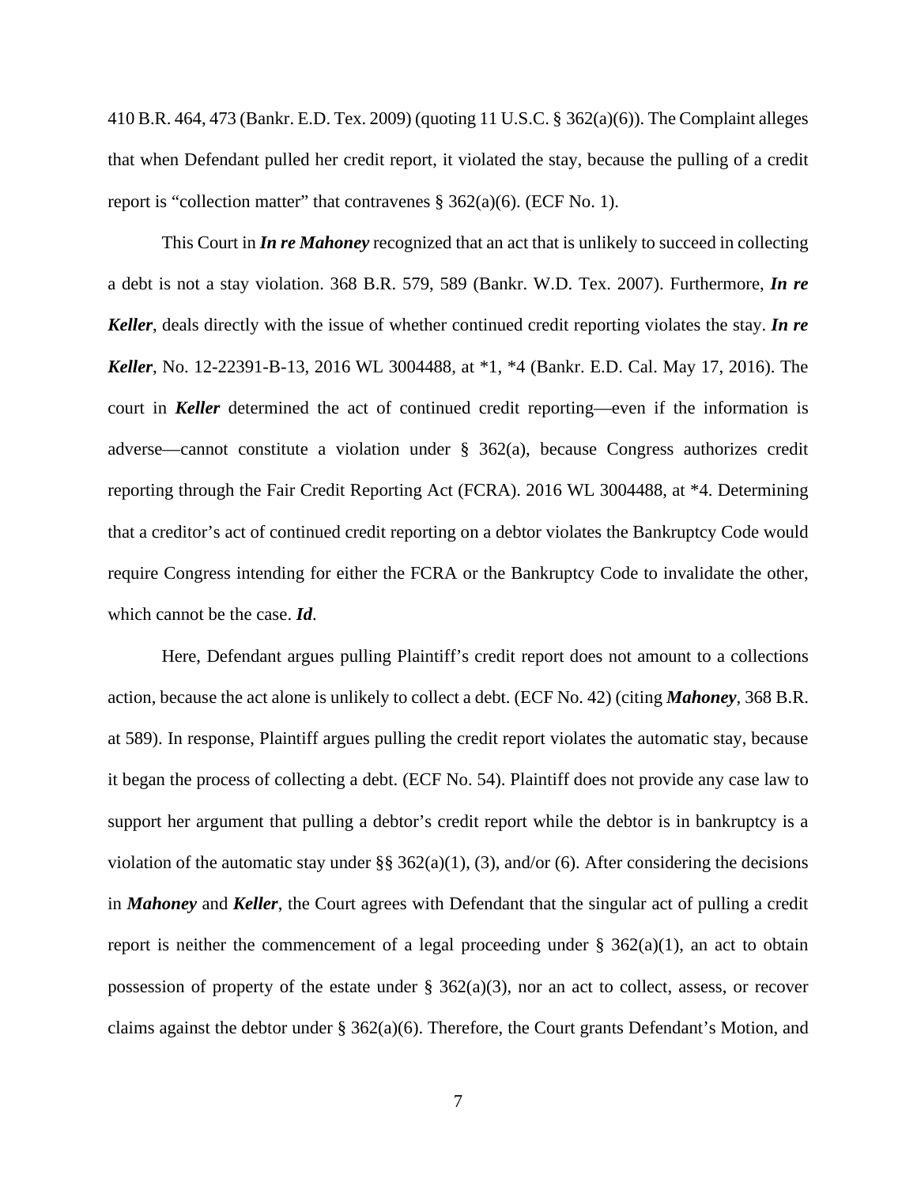410 B.R. 464, 473 (Bankr. E.D. Tex. 2009) (quoting 11 U.S.C. § 362(a)(6)). The Complaint alleges that when Defendant pulled her credit report, it violated the stay, because the pulling of a credit report is "collection matter" that contravenes § 362(a)(6). (ECF No. 1).

This Court in ***In re Mahoney*** recognized that an act that is unlikely to succeed in collecting a debt is not a stay violation. 368 B.R. 579, 589 (Bankr. W.D. Tex. 2007). Furthermore, ***In re Keller***, deals directly with the issue of whether continued credit reporting violates the stay. ***In re Keller***, No. 12-22391-B-13, 2016 WL 3004488, at *1, *4 (Bankr. E.D. Cal. May 17, 2016). The court in ***Keller*** determined the act of continued credit reporting—even if the information is adverse—cannot constitute a violation under § 362(a), because Congress authorizes credit reporting through the Fair Credit Reporting Act (FCRA). 2016 WL 3004488, at *4. Determining that a creditor's act of continued credit reporting on a debtor violates the Bankruptcy Code would require Congress intending for either the FCRA or the Bankruptcy Code to invalidate the other, which cannot be the case. ***Id***.

Here, Defendant argues pulling Plaintiff's credit report does not amount to a collections action, because the act alone is unlikely to collect a debt. (ECF No. 42) (citing ***Mahoney***, 368 B.R. at 589). In response, Plaintiff argues pulling the credit report violates the automatic stay, because it began the process of collecting a debt. (ECF No. 54). Plaintiff does not provide any case law to support her argument that pulling a debtor's credit report while the debtor is in bankruptcy is a violation of the automatic stay under §§ 362(a)(1), (3), and/or (6). After considering the decisions in ***Mahoney*** and ***Keller***, the Court agrees with Defendant that the singular act of pulling a credit report is neither the commencement of a legal proceeding under § 362(a)(1), an act to obtain possession of property of the estate under § 362(a)(3), nor an act to collect, assess, or recover claims against the debtor under § 362(a)(6). Therefore, the Court grants Defendant's Motion, and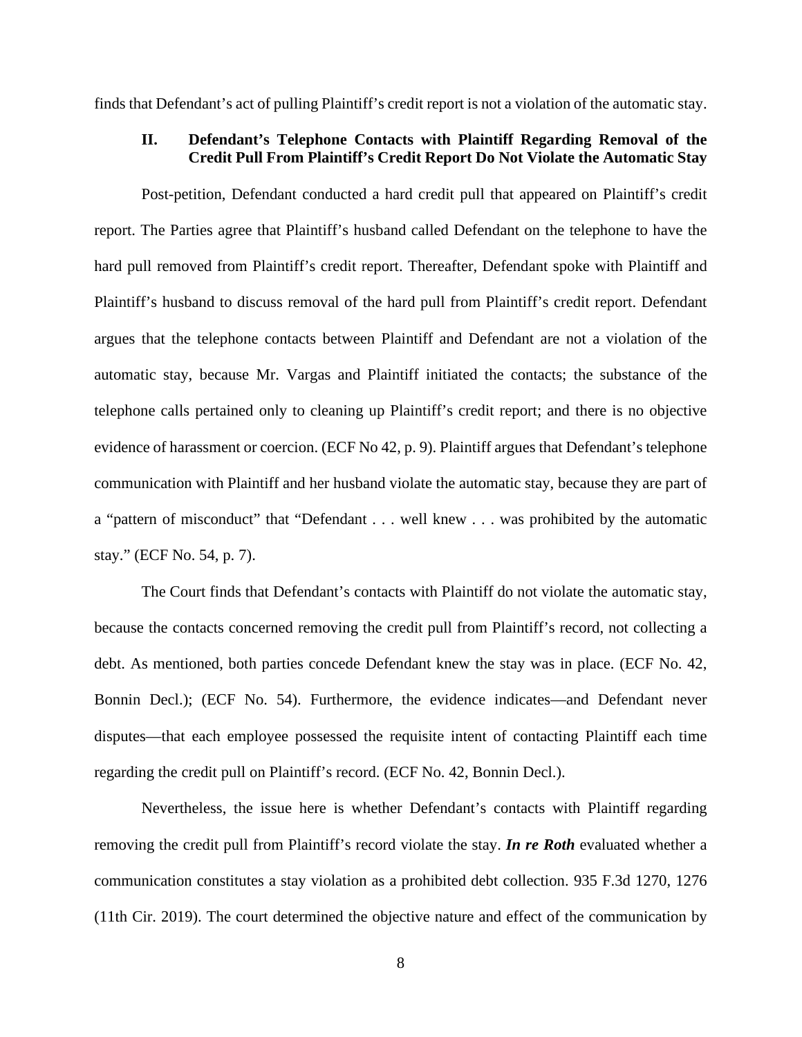finds that Defendant's act of pulling Plaintiff's credit report is not a violation of the automatic stay.

## II. Defendant's Telephone Contacts with Plaintiff Regarding Removal of the Credit Pull From Plaintiff's Credit Report Do Not Violate the Automatic Stay

Post-petition, Defendant conducted a hard credit pull that appeared on Plaintiff's credit report. The Parties agree that Plaintiff's husband called Defendant on the telephone to have the hard pull removed from Plaintiff's credit report. Thereafter, Defendant spoke with Plaintiff and Plaintiff's husband to discuss removal of the hard pull from Plaintiff's credit report. Defendant argues that the telephone contacts between Plaintiff and Defendant are not a violation of the automatic stay, because Mr. Vargas and Plaintiff initiated the contacts; the substance of the telephone calls pertained only to cleaning up Plaintiff's credit report; and there is no objective evidence of harassment or coercion. (ECF No 42, p. 9). Plaintiff argues that Defendant's telephone communication with Plaintiff and her husband violate the automatic stay, because they are part of a "pattern of misconduct" that "Defendant . . . well knew . . . was prohibited by the automatic stay." (ECF No. 54, p. 7).

The Court finds that Defendant's contacts with Plaintiff do not violate the automatic stay, because the contacts concerned removing the credit pull from Plaintiff's record, not collecting a debt. As mentioned, both parties concede Defendant knew the stay was in place. (ECF No. 42, Bonnin Decl.); (ECF No. 54). Furthermore, the evidence indicates—and Defendant never disputes—that each employee possessed the requisite intent of contacting Plaintiff each time regarding the credit pull on Plaintiff's record. (ECF No. 42, Bonnin Decl.).

Nevertheless, the issue here is whether Defendant's contacts with Plaintiff regarding removing the credit pull from Plaintiff's record violate the stay. ***In re Roth*** evaluated whether a communication constitutes a stay violation as a prohibited debt collection. 935 F.3d 1270, 1276 (11th Cir. 2019). The court determined the objective nature and effect of the communication by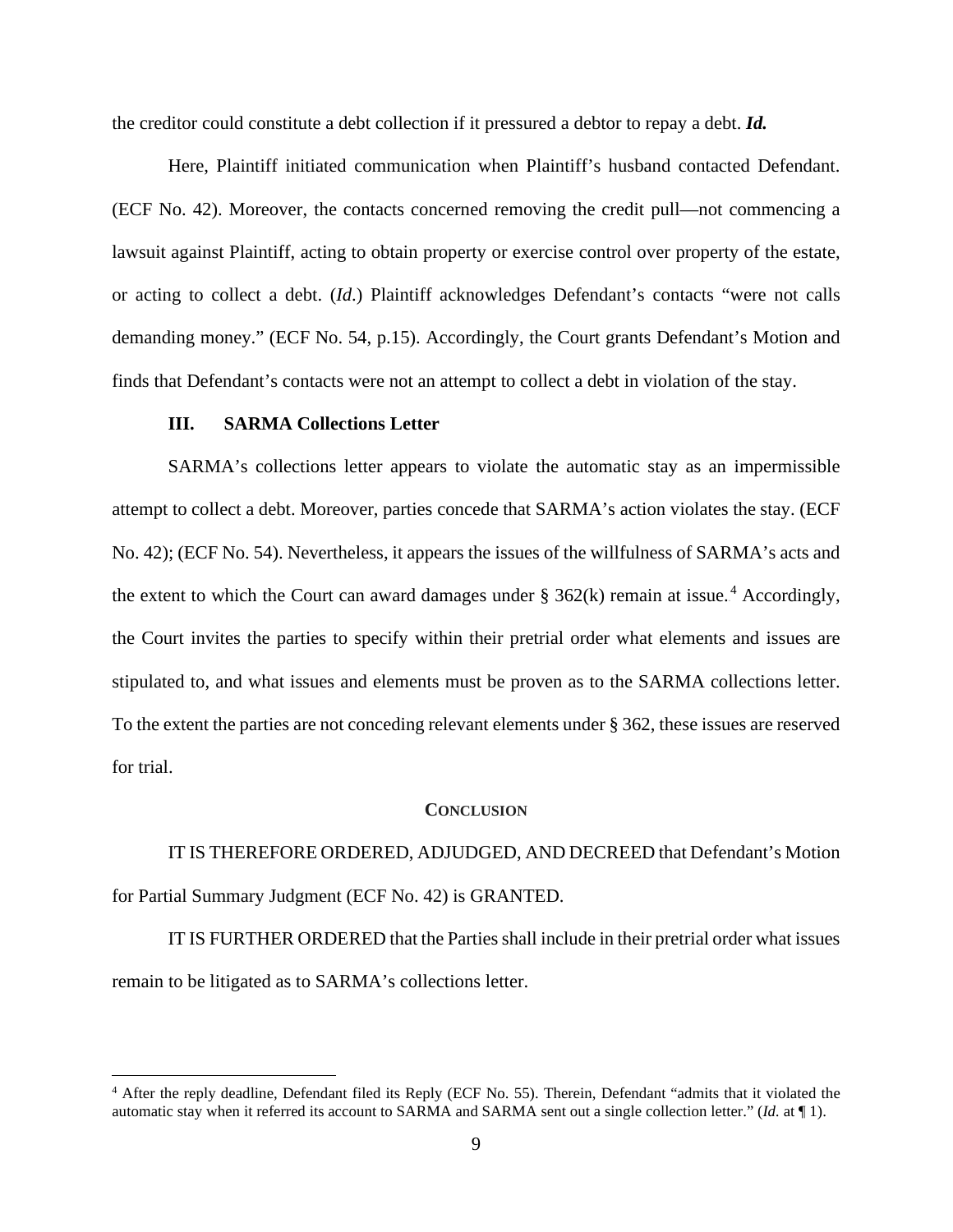the creditor could constitute a debt collection if it pressured a debtor to repay a debt. ***Id.***

Here, Plaintiff initiated communication when Plaintiff's husband contacted Defendant. (ECF No. 42). Moreover, the contacts concerned removing the credit pull—not commencing a lawsuit against Plaintiff, acting to obtain property or exercise control over property of the estate, or acting to collect a debt. (*Id*.) Plaintiff acknowledges Defendant's contacts "were not calls demanding money." (ECF No. 54, p.15). Accordingly, the Court grants Defendant's Motion and finds that Defendant's contacts were not an attempt to collect a debt in violation of the stay.

### III. SARMA Collections Letter

SARMA's collections letter appears to violate the automatic stay as an impermissible attempt to collect a debt. Moreover, parties concede that SARMA's action violates the stay. (ECF No. 42); (ECF No. 54). Nevertheless, it appears the issues of the willfulness of SARMA's acts and the extent to which the Court can award damages under § 362(k) remain at issue.[4] Accordingly, the Court invites the parties to specify within their pretrial order what elements and issues are stipulated to, and what issues and elements must be proven as to the SARMA collections letter. To the extent the parties are not conceding relevant elements under § 362, these issues are reserved for trial.

## CONCLUSION

IT IS THEREFORE ORDERED, ADJUDGED, AND DECREED that Defendant's Motion for Partial Summary Judgment (ECF No. 42) is GRANTED.

IT IS FURTHER ORDERED that the Parties shall include in their pretrial order what issues remain to be litigated as to SARMA's collections letter.

---

[4] After the reply deadline, Defendant filed its Reply (ECF No. 55). Therein, Defendant "admits that it violated the automatic stay when it referred its account to SARMA and SARMA sent out a single collection letter." (*Id.* at ¶ 1).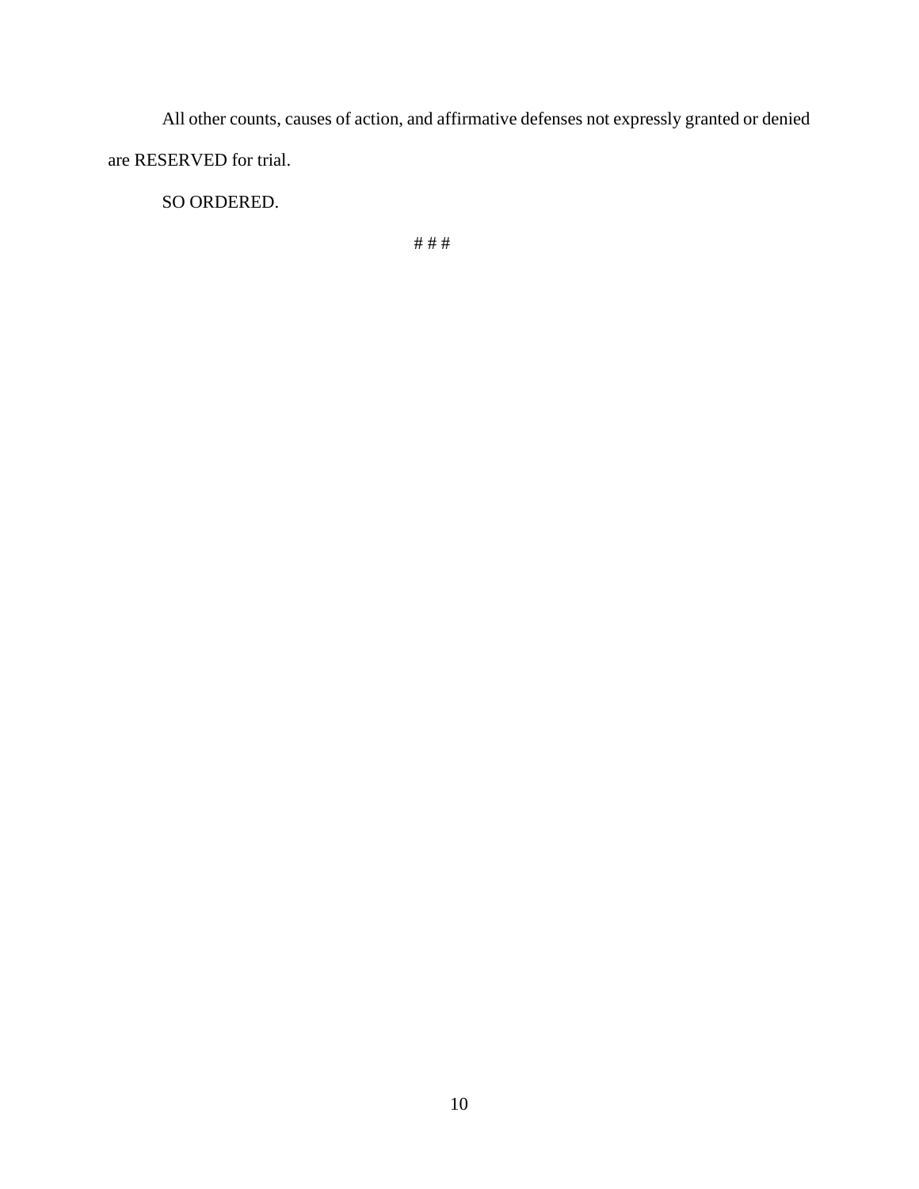All other counts, causes of action, and affirmative defenses not expressly granted or denied are RESERVED for trial.

SO ORDERED.

# # #